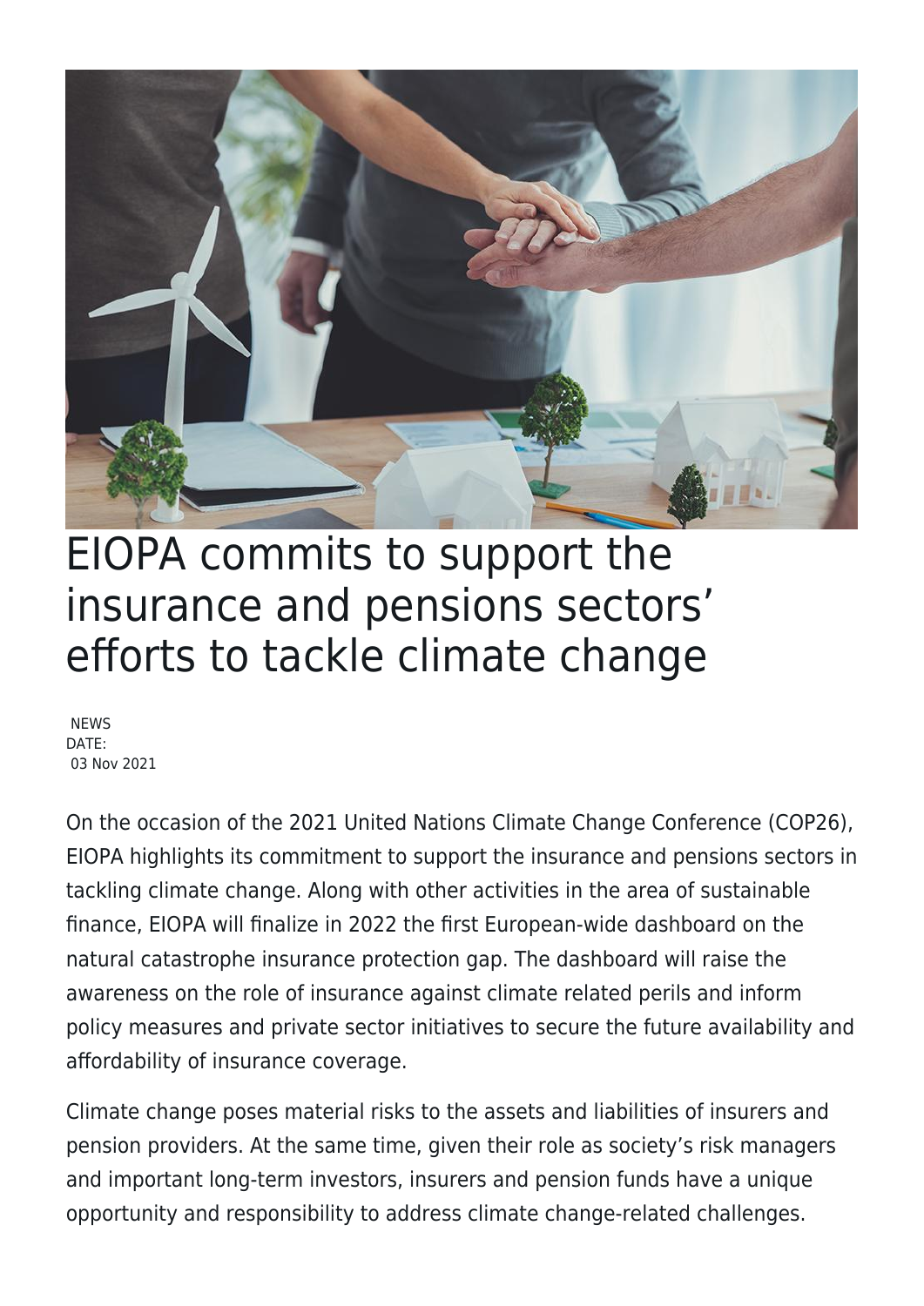# EIOPA commits to support the insurance and pensions sectors' efforts to tackle climate change

NEWS
DATE:
03 Nov 2021

On the occasion of the 2021 United Nations Climate Change Conference (COP26), EIOPA highlights its commitment to support the insurance and pensions sectors in tackling climate change. Along with other activities in the area of sustainable finance, EIOPA will finalize in 2022 the first European-wide dashboard on the natural catastrophe insurance protection gap. The dashboard will raise the awareness on the role of insurance against climate related perils and inform policy measures and private sector initiatives to secure the future availability and affordability of insurance coverage.

Climate change poses material risks to the assets and liabilities of insurers and pension providers. At the same time, given their role as society's risk managers and important long-term investors, insurers and pension funds have a unique opportunity and responsibility to address climate change-related challenges.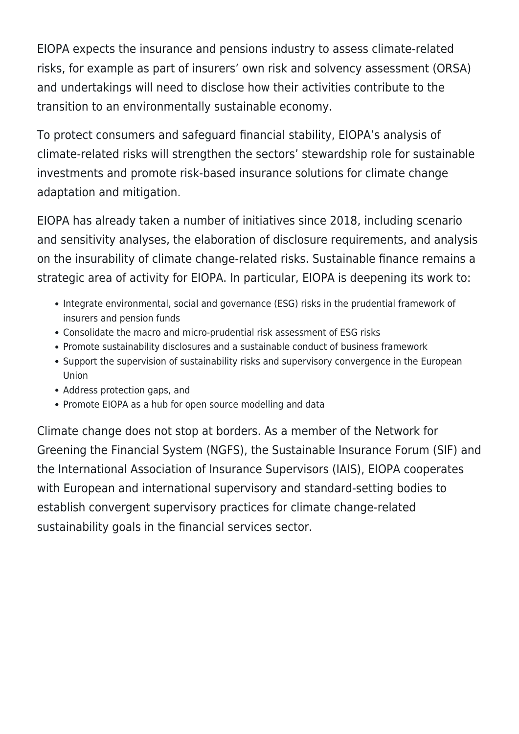EIOPA expects the insurance and pensions industry to assess climate-related risks, for example as part of insurers' own risk and solvency assessment (ORSA) and undertakings will need to disclose how their activities contribute to the transition to an environmentally sustainable economy.

To protect consumers and safeguard financial stability, EIOPA's analysis of climate-related risks will strengthen the sectors' stewardship role for sustainable investments and promote risk-based insurance solutions for climate change adaptation and mitigation.

EIOPA has already taken a number of initiatives since 2018, including scenario and sensitivity analyses, the elaboration of disclosure requirements, and analysis on the insurability of climate change-related risks. Sustainable finance remains a strategic area of activity for EIOPA. In particular, EIOPA is deepening its work to:

- Integrate environmental, social and governance (ESG) risks in the prudential framework of insurers and pension funds
- Consolidate the macro and micro-prudential risk assessment of ESG risks
- Promote sustainability disclosures and a sustainable conduct of business framework
- Support the supervision of sustainability risks and supervisory convergence in the European Union
- Address protection gaps, and
- Promote EIOPA as a hub for open source modelling and data

Climate change does not stop at borders. As a member of the Network for Greening the Financial System (NGFS), the Sustainable Insurance Forum (SIF) and the International Association of Insurance Supervisors (IAIS), EIOPA cooperates with European and international supervisory and standard-setting bodies to establish convergent supervisory practices for climate change-related sustainability goals in the financial services sector.